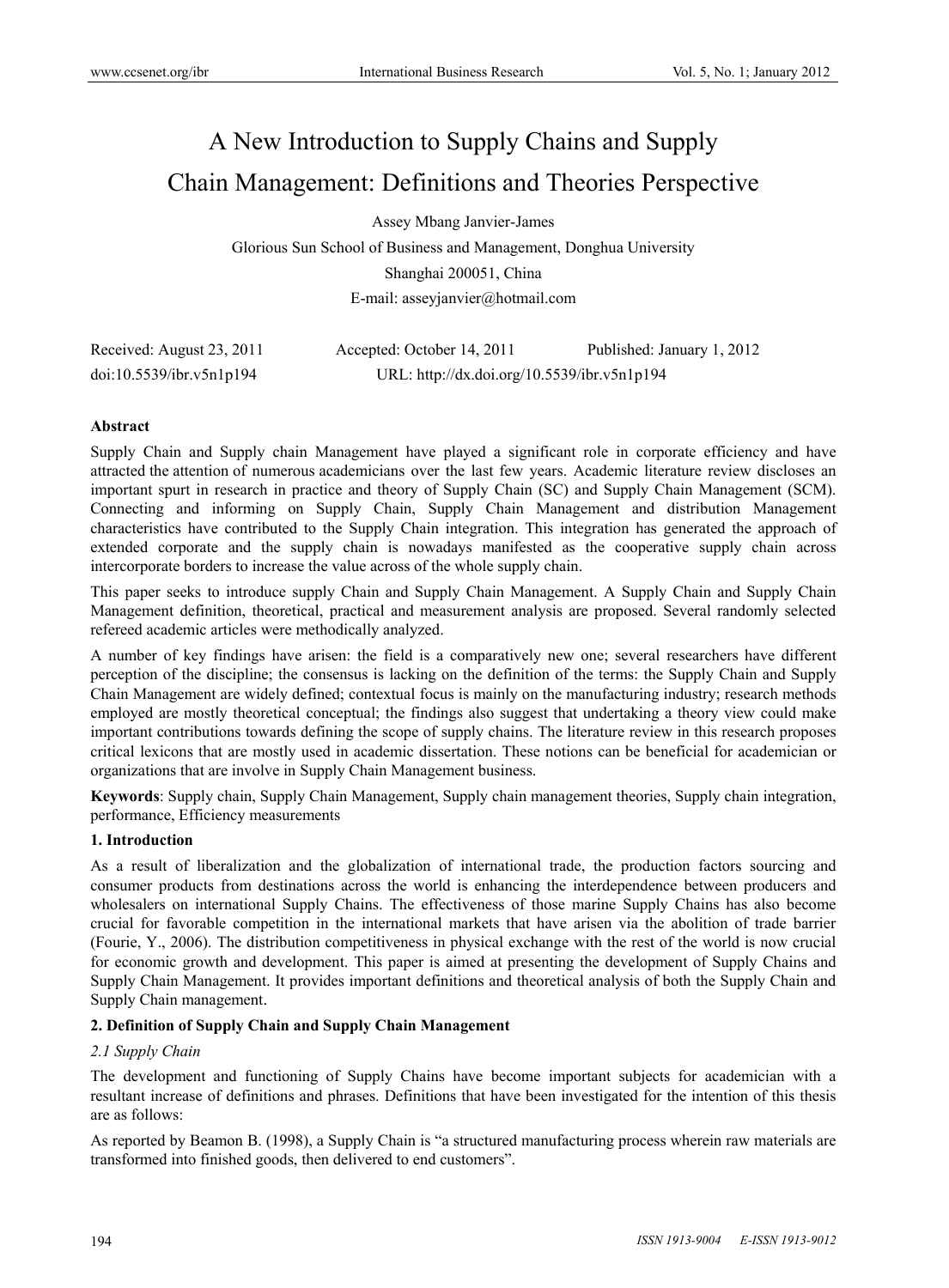# A New Introduction to Supply Chains and Supply Chain Management: Definitions and Theories Perspective

Assey Mbang Janvier-James

Glorious Sun School of Business and Management, Donghua University

Shanghai 200051, China

E-mail: asseyjanvier@hotmail.com

Received: August 23, 2011 Accepted: October 14, 2011 Published: January 1, 2012

doi:10.5539/ibr.v5n1p194 URL: http://dx.doi.org/10.5539/ibr.v5n1p194

**Abstract**

Supply Chain and Supply chain Management have played a significant role in corporate efficiency and have attracted the attention of numerous academicians over the last few years. Academic literature review discloses an important spurt in research in practice and theory of Supply Chain (SC) and Supply Chain Management (SCM). Connecting and informing on Supply Chain, Supply Chain Management and distribution Management characteristics have contributed to the Supply Chain integration. This integration has generated the approach of extended corporate and the supply chain is nowadays manifested as the cooperative supply chain across intercorporate borders to increase the value across of the whole supply chain.

This paper seeks to introduce supply Chain and Supply Chain Management. A Supply Chain and Supply Chain Management definition, theoretical, practical and measurement analysis are proposed. Several randomly selected refereed academic articles were methodically analyzed.

A number of key findings have arisen: the field is a comparatively new one; several researchers have different perception of the discipline; the consensus is lacking on the definition of the terms: the Supply Chain and Supply Chain Management are widely defined; contextual focus is mainly on the manufacturing industry; research methods employed are mostly theoretical conceptual; the findings also suggest that undertaking a theory view could make important contributions towards defining the scope of supply chains. The literature review in this research proposes critical lexicons that are mostly used in academic dissertation. These notions can be beneficial for academician or organizations that are involve in Supply Chain Management business.

**Keywords**: Supply chain, Supply Chain Management, Supply chain management theories, Supply chain integration, performance, Efficiency measurements

## 1. Introduction

As a result of liberalization and the globalization of international trade, the production factors sourcing and consumer products from destinations across the world is enhancing the interdependence between producers and wholesalers on international Supply Chains. The effectiveness of those marine Supply Chains has also become crucial for favorable competition in the international markets that have arisen via the abolition of trade barrier (Fourie, Y., 2006). The distribution competitiveness in physical exchange with the rest of the world is now crucial for economic growth and development. This paper is aimed at presenting the development of Supply Chains and Supply Chain Management. It provides important definitions and theoretical analysis of both the Supply Chain and Supply Chain management.

## 2. Definition of Supply Chain and Supply Chain Management

### *2.1 Supply Chain*

The development and functioning of Supply Chains have become important subjects for academician with a resultant increase of definitions and phrases. Definitions that have been investigated for the intention of this thesis are as follows:

As reported by Beamon B. (1998), a Supply Chain is "a structured manufacturing process wherein raw materials are transformed into finished goods, then delivered to end customers".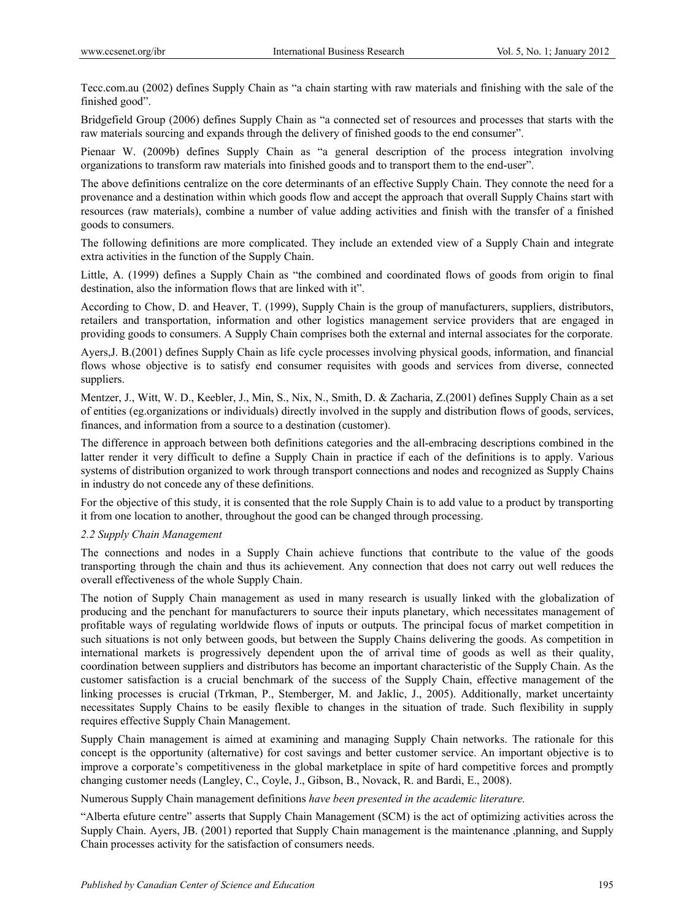Tecc.com.au (2002) defines Supply Chain as "a chain starting with raw materials and finishing with the sale of the finished good".

Bridgefield Group (2006) defines Supply Chain as "a connected set of resources and processes that starts with the raw materials sourcing and expands through the delivery of finished goods to the end consumer".

Pienaar W. (2009b) defines Supply Chain as "a general description of the process integration involving organizations to transform raw materials into finished goods and to transport them to the end-user".

The above definitions centralize on the core determinants of an effective Supply Chain. They connote the need for a provenance and a destination within which goods flow and accept the approach that overall Supply Chains start with resources (raw materials), combine a number of value adding activities and finish with the transfer of a finished goods to consumers.

The following definitions are more complicated. They include an extended view of a Supply Chain and integrate extra activities in the function of the Supply Chain.

Little, A. (1999) defines a Supply Chain as "the combined and coordinated flows of goods from origin to final destination, also the information flows that are linked with it".

According to Chow, D. and Heaver, T. (1999), Supply Chain is the group of manufacturers, suppliers, distributors, retailers and transportation, information and other logistics management service providers that are engaged in providing goods to consumers. A Supply Chain comprises both the external and internal associates for the corporate.

Ayers,J. B.(2001) defines Supply Chain as life cycle processes involving physical goods, information, and financial flows whose objective is to satisfy end consumer requisites with goods and services from diverse, connected suppliers.

Mentzer, J., Witt, W. D., Keebler, J., Min, S., Nix, N., Smith, D. & Zacharia, Z.(2001) defines Supply Chain as a set of entities (eg.organizations or individuals) directly involved in the supply and distribution flows of goods, services, finances, and information from a source to a destination (customer).

The difference in approach between both definitions categories and the all-embracing descriptions combined in the latter render it very difficult to define a Supply Chain in practice if each of the definitions is to apply. Various systems of distribution organized to work through transport connections and nodes and recognized as Supply Chains in industry do not concede any of these definitions.

For the objective of this study, it is consented that the role Supply Chain is to add value to a product by transporting it from one location to another, throughout the good can be changed through processing.

### *2.2 Supply Chain Management*

The connections and nodes in a Supply Chain achieve functions that contribute to the value of the goods transporting through the chain and thus its achievement. Any connection that does not carry out well reduces the overall effectiveness of the whole Supply Chain.

The notion of Supply Chain management as used in many research is usually linked with the globalization of producing and the penchant for manufacturers to source their inputs planetary, which necessitates management of profitable ways of regulating worldwide flows of inputs or outputs. The principal focus of market competition in such situations is not only between goods, but between the Supply Chains delivering the goods. As competition in international markets is progressively dependent upon the of arrival time of goods as well as their quality, coordination between suppliers and distributors has become an important characteristic of the Supply Chain. As the customer satisfaction is a crucial benchmark of the success of the Supply Chain, effective management of the linking processes is crucial (Trkman, P., Stemberger, M. and Jaklic, J., 2005). Additionally, market uncertainty necessitates Supply Chains to be easily flexible to changes in the situation of trade. Such flexibility in supply requires effective Supply Chain Management.

Supply Chain management is aimed at examining and managing Supply Chain networks. The rationale for this concept is the opportunity (alternative) for cost savings and better customer service. An important objective is to improve a corporate's competitiveness in the global marketplace in spite of hard competitive forces and promptly changing customer needs (Langley, C., Coyle, J., Gibson, B., Novack, R. and Bardi, E., 2008).

Numerous Supply Chain management definitions *have been presented in the academic literature.*

"Alberta efuture centre" asserts that Supply Chain Management (SCM) is the act of optimizing activities across the Supply Chain. Ayers, JB. (2001) reported that Supply Chain management is the maintenance ,planning, and Supply Chain processes activity for the satisfaction of consumers needs.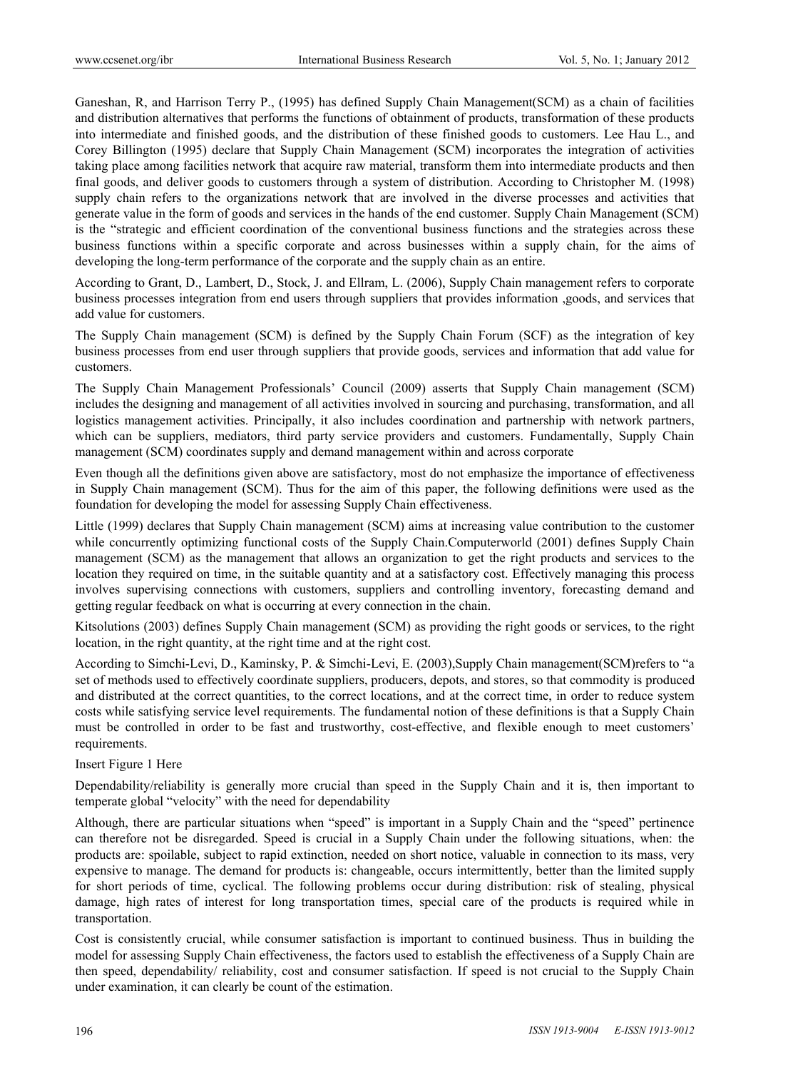Ganeshan, R, and Harrison Terry P., (1995) has defined Supply Chain Management(SCM) as a chain of facilities and distribution alternatives that performs the functions of obtainment of products, transformation of these products into intermediate and finished goods, and the distribution of these finished goods to customers. Lee Hau L., and Corey Billington (1995) declare that Supply Chain Management (SCM) incorporates the integration of activities taking place among facilities network that acquire raw material, transform them into intermediate products and then final goods, and deliver goods to customers through a system of distribution. According to Christopher M. (1998) supply chain refers to the organizations network that are involved in the diverse processes and activities that generate value in the form of goods and services in the hands of the end customer. Supply Chain Management (SCM) is the "strategic and efficient coordination of the conventional business functions and the strategies across these business functions within a specific corporate and across businesses within a supply chain, for the aims of developing the long-term performance of the corporate and the supply chain as an entire.

According to Grant, D., Lambert, D., Stock, J. and Ellram, L. (2006), Supply Chain management refers to corporate business processes integration from end users through suppliers that provides information ,goods, and services that add value for customers.

The Supply Chain management (SCM) is defined by the Supply Chain Forum (SCF) as the integration of key business processes from end user through suppliers that provide goods, services and information that add value for customers.

The Supply Chain Management Professionals' Council (2009) asserts that Supply Chain management (SCM) includes the designing and management of all activities involved in sourcing and purchasing, transformation, and all logistics management activities. Principally, it also includes coordination and partnership with network partners, which can be suppliers, mediators, third party service providers and customers. Fundamentally, Supply Chain management (SCM) coordinates supply and demand management within and across corporate

Even though all the definitions given above are satisfactory, most do not emphasize the importance of effectiveness in Supply Chain management (SCM). Thus for the aim of this paper, the following definitions were used as the foundation for developing the model for assessing Supply Chain effectiveness.

Little (1999) declares that Supply Chain management (SCM) aims at increasing value contribution to the customer while concurrently optimizing functional costs of the Supply Chain.Computerworld (2001) defines Supply Chain management (SCM) as the management that allows an organization to get the right products and services to the location they required on time, in the suitable quantity and at a satisfactory cost. Effectively managing this process involves supervising connections with customers, suppliers and controlling inventory, forecasting demand and getting regular feedback on what is occurring at every connection in the chain.

Kitsolutions (2003) defines Supply Chain management (SCM) as providing the right goods or services, to the right location, in the right quantity, at the right time and at the right cost.

According to Simchi-Levi, D., Kaminsky, P. & Simchi-Levi, E. (2003),Supply Chain management(SCM)refers to "a set of methods used to effectively coordinate suppliers, producers, depots, and stores, so that commodity is produced and distributed at the correct quantities, to the correct locations, and at the correct time, in order to reduce system costs while satisfying service level requirements. The fundamental notion of these definitions is that a Supply Chain must be controlled in order to be fast and trustworthy, cost-effective, and flexible enough to meet customers' requirements.

Insert Figure 1 Here

Dependability/reliability is generally more crucial than speed in the Supply Chain and it is, then important to temperate global "velocity" with the need for dependability

Although, there are particular situations when "speed" is important in a Supply Chain and the "speed" pertinence can therefore not be disregarded. Speed is crucial in a Supply Chain under the following situations, when: the products are: spoilable, subject to rapid extinction, needed on short notice, valuable in connection to its mass, very expensive to manage. The demand for products is: changeable, occurs intermittently, better than the limited supply for short periods of time, cyclical. The following problems occur during distribution: risk of stealing, physical damage, high rates of interest for long transportation times, special care of the products is required while in transportation.

Cost is consistently crucial, while consumer satisfaction is important to continued business. Thus in building the model for assessing Supply Chain effectiveness, the factors used to establish the effectiveness of a Supply Chain are then speed, dependability/ reliability, cost and consumer satisfaction. If speed is not crucial to the Supply Chain under examination, it can clearly be count of the estimation.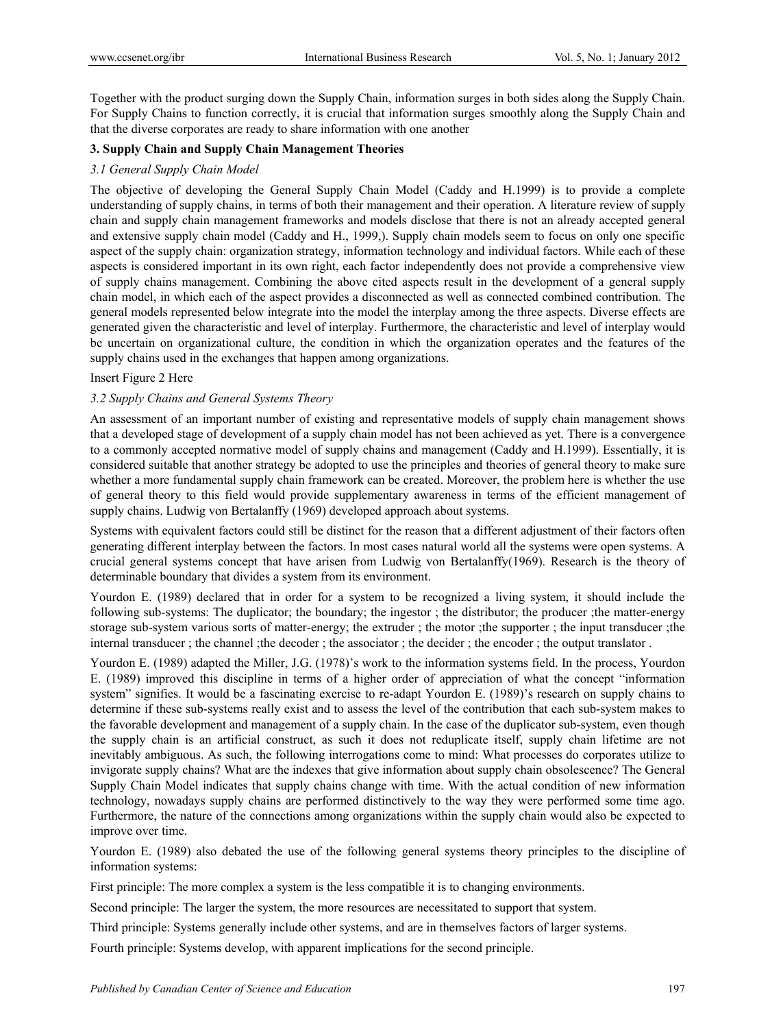Together with the product surging down the Supply Chain, information surges in both sides along the Supply Chain. For Supply Chains to function correctly, it is crucial that information surges smoothly along the Supply Chain and that the diverse corporates are ready to share information with one another

## 3. Supply Chain and Supply Chain Management Theories

### *3.1 General Supply Chain Model*

The objective of developing the General Supply Chain Model (Caddy and H.1999) is to provide a complete understanding of supply chains, in terms of both their management and their operation. A literature review of supply chain and supply chain management frameworks and models disclose that there is not an already accepted general and extensive supply chain model (Caddy and H., 1999,). Supply chain models seem to focus on only one specific aspect of the supply chain: organization strategy, information technology and individual factors. While each of these aspects is considered important in its own right, each factor independently does not provide a comprehensive view of supply chains management. Combining the above cited aspects result in the development of a general supply chain model, in which each of the aspect provides a disconnected as well as connected combined contribution. The general models represented below integrate into the model the interplay among the three aspects. Diverse effects are generated given the characteristic and level of interplay. Furthermore, the characteristic and level of interplay would be uncertain on organizational culture, the condition in which the organization operates and the features of the supply chains used in the exchanges that happen among organizations.

Insert Figure 2 Here

### *3.2 Supply Chains and General Systems Theory*

An assessment of an important number of existing and representative models of supply chain management shows that a developed stage of development of a supply chain model has not been achieved as yet. There is a convergence to a commonly accepted normative model of supply chains and management (Caddy and H.1999). Essentially, it is considered suitable that another strategy be adopted to use the principles and theories of general theory to make sure whether a more fundamental supply chain framework can be created. Moreover, the problem here is whether the use of general theory to this field would provide supplementary awareness in terms of the efficient management of supply chains. Ludwig von Bertalanffy (1969) developed approach about systems.

Systems with equivalent factors could still be distinct for the reason that a different adjustment of their factors often generating different interplay between the factors. In most cases natural world all the systems were open systems. A crucial general systems concept that have arisen from Ludwig von Bertalanffy(1969). Research is the theory of determinable boundary that divides a system from its environment.

Yourdon E. (1989) declared that in order for a system to be recognized a living system, it should include the following sub-systems: The duplicator; the boundary; the ingestor ; the distributor; the producer ;the matter-energy storage sub-system various sorts of matter-energy; the extruder ; the motor ;the supporter ; the input transducer ;the internal transducer ; the channel ;the decoder ; the associator ; the decider ; the encoder ; the output translator .

Yourdon E. (1989) adapted the Miller, J.G. (1978)'s work to the information systems field. In the process, Yourdon E. (1989) improved this discipline in terms of a higher order of appreciation of what the concept "information system" signifies. It would be a fascinating exercise to re-adapt Yourdon E. (1989)'s research on supply chains to determine if these sub-systems really exist and to assess the level of the contribution that each sub-system makes to the favorable development and management of a supply chain. In the case of the duplicator sub-system, even though the supply chain is an artificial construct, as such it does not reduplicate itself, supply chain lifetime are not inevitably ambiguous. As such, the following interrogations come to mind: What processes do corporates utilize to invigorate supply chains? What are the indexes that give information about supply chain obsolescence? The General Supply Chain Model indicates that supply chains change with time. With the actual condition of new information technology, nowadays supply chains are performed distinctively to the way they were performed some time ago. Furthermore, the nature of the connections among organizations within the supply chain would also be expected to improve over time.

Yourdon E. (1989) also debated the use of the following general systems theory principles to the discipline of information systems:

First principle: The more complex a system is the less compatible it is to changing environments.

Second principle: The larger the system, the more resources are necessitated to support that system.

Third principle: Systems generally include other systems, and are in themselves factors of larger systems.

Fourth principle: Systems develop, with apparent implications for the second principle.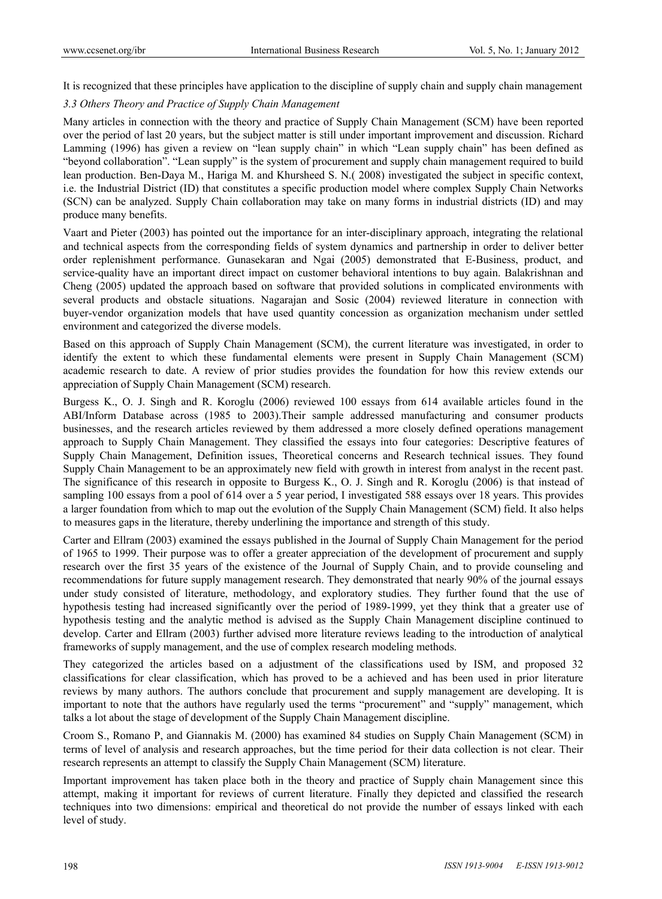It is recognized that these principles have application to the discipline of supply chain and supply chain management

### *3.3 Others Theory and Practice of Supply Chain Management*

Many articles in connection with the theory and practice of Supply Chain Management (SCM) have been reported over the period of last 20 years, but the subject matter is still under important improvement and discussion. Richard Lamming (1996) has given a review on "lean supply chain" in which "Lean supply chain" has been defined as "beyond collaboration". "Lean supply" is the system of procurement and supply chain management required to build lean production. Ben-Daya M., Hariga M. and Khursheed S. N.( 2008) investigated the subject in specific context, i.e. the Industrial District (ID) that constitutes a specific production model where complex Supply Chain Networks (SCN) can be analyzed. Supply Chain collaboration may take on many forms in industrial districts (ID) and may produce many benefits.

Vaart and Pieter (2003) has pointed out the importance for an inter-disciplinary approach, integrating the relational and technical aspects from the corresponding fields of system dynamics and partnership in order to deliver better order replenishment performance. Gunasekaran and Ngai (2005) demonstrated that E-Business, product, and service-quality have an important direct impact on customer behavioral intentions to buy again. Balakrishnan and Cheng (2005) updated the approach based on software that provided solutions in complicated environments with several products and obstacle situations. Nagarajan and Sosic (2004) reviewed literature in connection with buyer-vendor organization models that have used quantity concession as organization mechanism under settled environment and categorized the diverse models.

Based on this approach of Supply Chain Management (SCM), the current literature was investigated, in order to identify the extent to which these fundamental elements were present in Supply Chain Management (SCM) academic research to date. A review of prior studies provides the foundation for how this review extends our appreciation of Supply Chain Management (SCM) research.

Burgess K., O. J. Singh and R. Koroglu (2006) reviewed 100 essays from 614 available articles found in the ABI/Inform Database across (1985 to 2003).Their sample addressed manufacturing and consumer products businesses, and the research articles reviewed by them addressed a more closely defined operations management approach to Supply Chain Management. They classified the essays into four categories: Descriptive features of Supply Chain Management, Definition issues, Theoretical concerns and Research technical issues. They found Supply Chain Management to be an approximately new field with growth in interest from analyst in the recent past. The significance of this research in opposite to Burgess K., O. J. Singh and R. Koroglu (2006) is that instead of sampling 100 essays from a pool of 614 over a 5 year period, I investigated 588 essays over 18 years. This provides a larger foundation from which to map out the evolution of the Supply Chain Management (SCM) field. It also helps to measures gaps in the literature, thereby underlining the importance and strength of this study.

Carter and Ellram (2003) examined the essays published in the Journal of Supply Chain Management for the period of 1965 to 1999. Their purpose was to offer a greater appreciation of the development of procurement and supply research over the first 35 years of the existence of the Journal of Supply Chain, and to provide counseling and recommendations for future supply management research. They demonstrated that nearly 90% of the journal essays under study consisted of literature, methodology, and exploratory studies. They further found that the use of hypothesis testing had increased significantly over the period of 1989-1999, yet they think that a greater use of hypothesis testing and the analytic method is advised as the Supply Chain Management discipline continued to develop. Carter and Ellram (2003) further advised more literature reviews leading to the introduction of analytical frameworks of supply management, and the use of complex research modeling methods.

They categorized the articles based on a adjustment of the classifications used by ISM, and proposed 32 classifications for clear classification, which has proved to be a achieved and has been used in prior literature reviews by many authors. The authors conclude that procurement and supply management are developing. It is important to note that the authors have regularly used the terms "procurement" and "supply" management, which talks a lot about the stage of development of the Supply Chain Management discipline.

Croom S., Romano P, and Giannakis M. (2000) has examined 84 studies on Supply Chain Management (SCM) in terms of level of analysis and research approaches, but the time period for their data collection is not clear. Their research represents an attempt to classify the Supply Chain Management (SCM) literature.

Important improvement has taken place both in the theory and practice of Supply chain Management since this attempt, making it important for reviews of current literature. Finally they depicted and classified the research techniques into two dimensions: empirical and theoretical do not provide the number of essays linked with each level of study.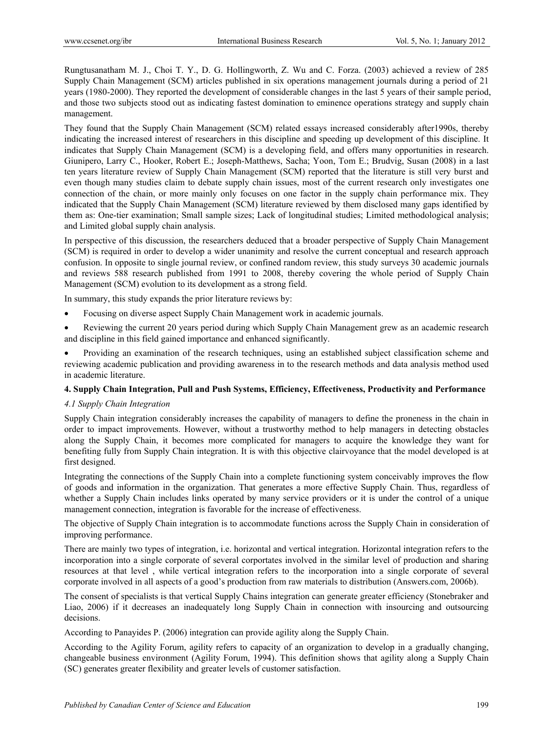Rungtusanatham M. J., Choi T. Y., D. G. Hollingworth, Z. Wu and C. Forza. (2003) achieved a review of 285 Supply Chain Management (SCM) articles published in six operations management journals during a period of 21 years (1980-2000). They reported the development of considerable changes in the last 5 years of their sample period, and those two subjects stood out as indicating fastest domination to eminence operations strategy and supply chain management.

They found that the Supply Chain Management (SCM) related essays increased considerably after1990s, thereby indicating the increased interest of researchers in this discipline and speeding up development of this discipline. It indicates that Supply Chain Management (SCM) is a developing field, and offers many opportunities in research. Giunipero, Larry C., Hooker, Robert E.; Joseph-Matthews, Sacha; Yoon, Tom E.; Brudvig, Susan (2008) in a last ten years literature review of Supply Chain Management (SCM) reported that the literature is still very burst and even though many studies claim to debate supply chain issues, most of the current research only investigates one connection of the chain, or more mainly only focuses on one factor in the supply chain performance mix. They indicated that the Supply Chain Management (SCM) literature reviewed by them disclosed many gaps identified by them as: One-tier examination; Small sample sizes; Lack of longitudinal studies; Limited methodological analysis; and Limited global supply chain analysis.

In perspective of this discussion, the researchers deduced that a broader perspective of Supply Chain Management (SCM) is required in order to develop a wider unanimity and resolve the current conceptual and research approach confusion. In opposite to single journal review, or confined random review, this study surveys 30 academic journals and reviews 588 research published from 1991 to 2008, thereby covering the whole period of Supply Chain Management (SCM) evolution to its development as a strong field.

In summary, this study expands the prior literature reviews by:

- Focusing on diverse aspect Supply Chain Management work in academic journals.
- Reviewing the current 20 years period during which Supply Chain Management grew as an academic research and discipline in this field gained importance and enhanced significantly.
- Providing an examination of the research techniques, using an established subject classification scheme and reviewing academic publication and providing awareness in to the research methods and data analysis method used in academic literature.

## 4. Supply Chain Integration, Pull and Push Systems, Efficiency, Effectiveness, Productivity and Performance

### *4.1 Supply Chain Integration*

Supply Chain integration considerably increases the capability of managers to define the proneness in the chain in order to impact improvements. However, without a trustworthy method to help managers in detecting obstacles along the Supply Chain, it becomes more complicated for managers to acquire the knowledge they want for benefiting fully from Supply Chain integration. It is with this objective clairvoyance that the model developed is at first designed.

Integrating the connections of the Supply Chain into a complete functioning system conceivably improves the flow of goods and information in the organization. That generates a more effective Supply Chain. Thus, regardless of whether a Supply Chain includes links operated by many service providers or it is under the control of a unique management connection, integration is favorable for the increase of effectiveness.

The objective of Supply Chain integration is to accommodate functions across the Supply Chain in consideration of improving performance.

There are mainly two types of integration, i.e. horizontal and vertical integration. Horizontal integration refers to the incorporation into a single corporate of several corportates involved in the similar level of production and sharing resources at that level , while vertical integration refers to the incorporation into a single corporate of several corporate involved in all aspects of a good's production from raw materials to distribution (Answers.com, 2006b).

The consent of specialists is that vertical Supply Chains integration can generate greater efficiency (Stonebraker and Liao, 2006) if it decreases an inadequately long Supply Chain in connection with insourcing and outsourcing decisions.

According to Panayides P. (2006) integration can provide agility along the Supply Chain.

According to the Agility Forum, agility refers to capacity of an organization to develop in a gradually changing, changeable business environment (Agility Forum, 1994). This definition shows that agility along a Supply Chain (SC) generates greater flexibility and greater levels of customer satisfaction.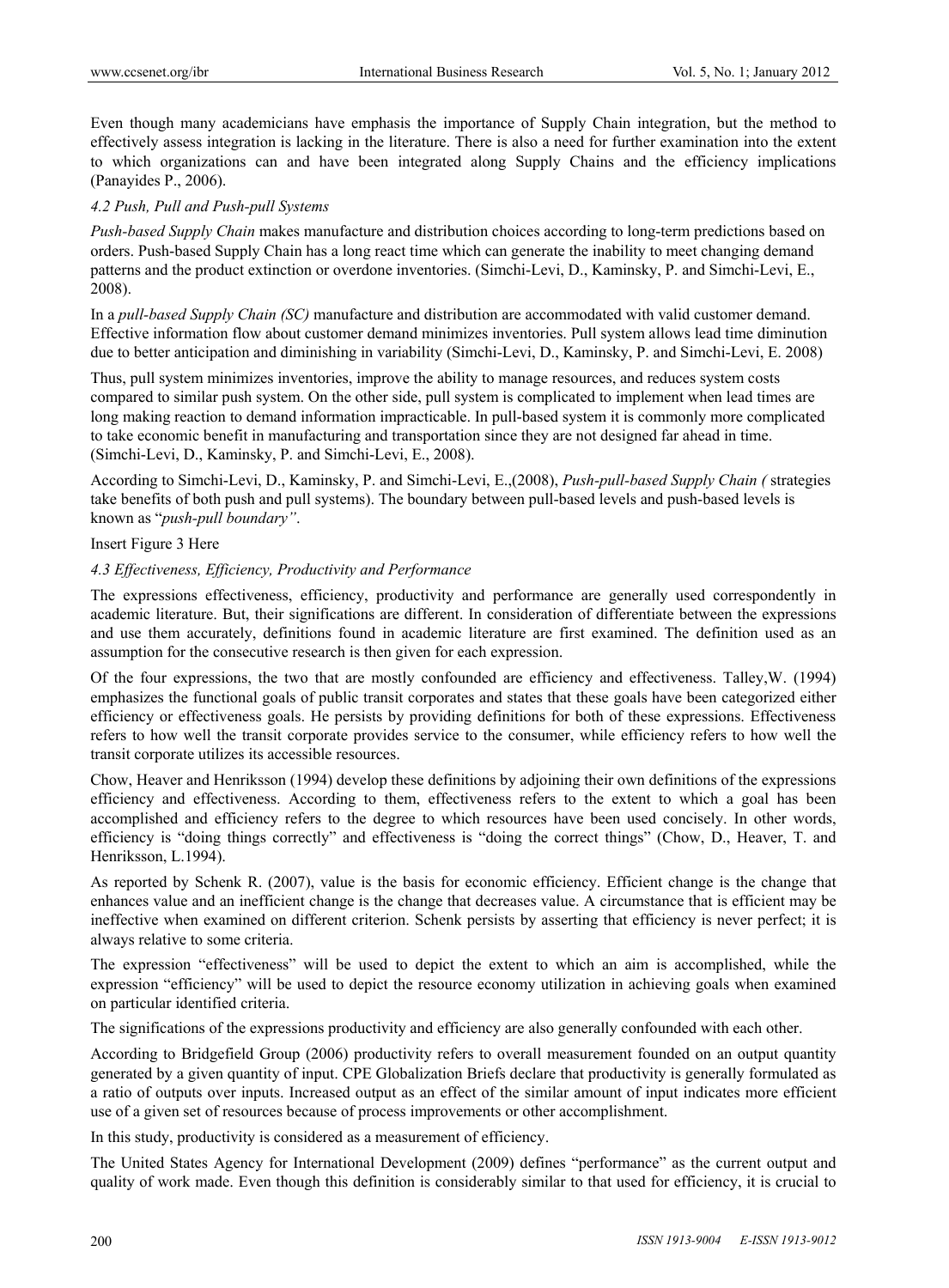Even though many academicians have emphasis the importance of Supply Chain integration, but the method to effectively assess integration is lacking in the literature. There is also a need for further examination into the extent to which organizations can and have been integrated along Supply Chains and the efficiency implications (Panayides P., 2006).

### *4.2 Push, Pull and Push-pull Systems*

*Push-based Supply Chain* makes manufacture and distribution choices according to long-term predictions based on orders. Push-based Supply Chain has a long react time which can generate the inability to meet changing demand patterns and the product extinction or overdone inventories. (Simchi-Levi, D., Kaminsky, P. and Simchi-Levi, E., 2008).

In a *pull-based Supply Chain (SC)* manufacture and distribution are accommodated with valid customer demand. Effective information flow about customer demand minimizes inventories. Pull system allows lead time diminution due to better anticipation and diminishing in variability (Simchi-Levi, D., Kaminsky, P. and Simchi-Levi, E. 2008)

Thus, pull system minimizes inventories, improve the ability to manage resources, and reduces system costs compared to similar push system. On the other side, pull system is complicated to implement when lead times are long making reaction to demand information impracticable. In pull-based system it is commonly more complicated to take economic benefit in manufacturing and transportation since they are not designed far ahead in time. (Simchi-Levi, D., Kaminsky, P. and Simchi-Levi, E., 2008).

According to Simchi-Levi, D., Kaminsky, P. and Simchi-Levi, E.,(2008), *Push-pull-based Supply Chain (* strategies take benefits of both push and pull systems). The boundary between pull-based levels and push-based levels is known as "*push-pull boundary"*.

Insert Figure 3 Here

### *4.3 Effectiveness, Efficiency, Productivity and Performance*

The expressions effectiveness, efficiency, productivity and performance are generally used correspondently in academic literature. But, their significations are different. In consideration of differentiate between the expressions and use them accurately, definitions found in academic literature are first examined. The definition used as an assumption for the consecutive research is then given for each expression.

Of the four expressions, the two that are mostly confounded are efficiency and effectiveness. Talley,W. (1994) emphasizes the functional goals of public transit corporates and states that these goals have been categorized either efficiency or effectiveness goals. He persists by providing definitions for both of these expressions. Effectiveness refers to how well the transit corporate provides service to the consumer, while efficiency refers to how well the transit corporate utilizes its accessible resources.

Chow, Heaver and Henriksson (1994) develop these definitions by adjoining their own definitions of the expressions efficiency and effectiveness. According to them, effectiveness refers to the extent to which a goal has been accomplished and efficiency refers to the degree to which resources have been used concisely. In other words, efficiency is "doing things correctly" and effectiveness is "doing the correct things" (Chow, D., Heaver, T. and Henriksson, L.1994).

As reported by Schenk R. (2007), value is the basis for economic efficiency. Efficient change is the change that enhances value and an inefficient change is the change that decreases value. A circumstance that is efficient may be ineffective when examined on different criterion. Schenk persists by asserting that efficiency is never perfect; it is always relative to some criteria.

The expression "effectiveness" will be used to depict the extent to which an aim is accomplished, while the expression "efficiency" will be used to depict the resource economy utilization in achieving goals when examined on particular identified criteria.

The significations of the expressions productivity and efficiency are also generally confounded with each other.

According to Bridgefield Group (2006) productivity refers to overall measurement founded on an output quantity generated by a given quantity of input. CPE Globalization Briefs declare that productivity is generally formulated as a ratio of outputs over inputs. Increased output as an effect of the similar amount of input indicates more efficient use of a given set of resources because of process improvements or other accomplishment.

In this study, productivity is considered as a measurement of efficiency.

The United States Agency for International Development (2009) defines "performance" as the current output and quality of work made. Even though this definition is considerably similar to that used for efficiency, it is crucial to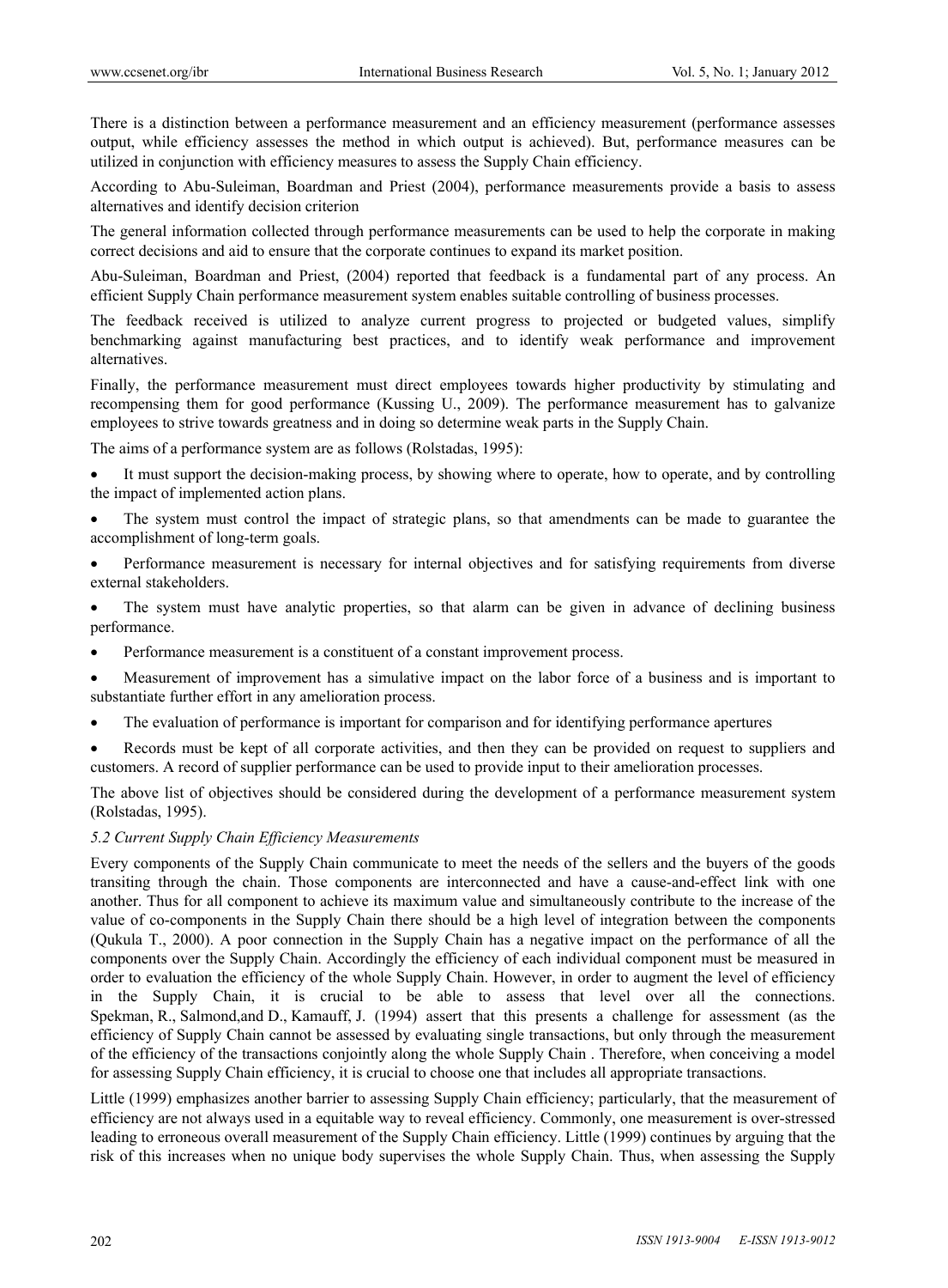There is a distinction between a performance measurement and an efficiency measurement (performance assesses output, while efficiency assesses the method in which output is achieved). But, performance measures can be utilized in conjunction with efficiency measures to assess the Supply Chain efficiency.

According to Abu-Suleiman, Boardman and Priest (2004), performance measurements provide a basis to assess alternatives and identify decision criterion

The general information collected through performance measurements can be used to help the corporate in making correct decisions and aid to ensure that the corporate continues to expand its market position.

Abu-Suleiman, Boardman and Priest, (2004) reported that feedback is a fundamental part of any process. An efficient Supply Chain performance measurement system enables suitable controlling of business processes.

The feedback received is utilized to analyze current progress to projected or budgeted values, simplify benchmarking against manufacturing best practices, and to identify weak performance and improvement alternatives.

Finally, the performance measurement must direct employees towards higher productivity by stimulating and recompensing them for good performance (Kussing U., 2009). The performance measurement has to galvanize employees to strive towards greatness and in doing so determine weak parts in the Supply Chain.

The aims of a performance system are as follows (Rolstadas, 1995):

- It must support the decision-making process, by showing where to operate, how to operate, and by controlling the impact of implemented action plans.
- The system must control the impact of strategic plans, so that amendments can be made to guarantee the accomplishment of long-term goals.
- Performance measurement is necessary for internal objectives and for satisfying requirements from diverse external stakeholders.
- The system must have analytic properties, so that alarm can be given in advance of declining business performance.
- Performance measurement is a constituent of a constant improvement process.
- Measurement of improvement has a simulative impact on the labor force of a business and is important to substantiate further effort in any amelioration process.
- The evaluation of performance is important for comparison and for identifying performance apertures
- Records must be kept of all corporate activities, and then they can be provided on request to suppliers and customers. A record of supplier performance can be used to provide input to their amelioration processes.

The above list of objectives should be considered during the development of a performance measurement system (Rolstadas, 1995).

### *5.2 Current Supply Chain Efficiency Measurements*

Every components of the Supply Chain communicate to meet the needs of the sellers and the buyers of the goods transiting through the chain. Those components are interconnected and have a cause-and-effect link with one another. Thus for all component to achieve its maximum value and simultaneously contribute to the increase of the value of co-components in the Supply Chain there should be a high level of integration between the components (Qukula T., 2000). A poor connection in the Supply Chain has a negative impact on the performance of all the components over the Supply Chain. Accordingly the efficiency of each individual component must be measured in order to evaluation the efficiency of the whole Supply Chain. However, in order to augment the level of efficiency in the Supply Chain, it is crucial to be able to assess that level over all the connections. Spekman, R., Salmond,and D., Kamauff, J. (1994) assert that this presents a challenge for assessment (as the efficiency of Supply Chain cannot be assessed by evaluating single transactions, but only through the measurement of the efficiency of the transactions conjointly along the whole Supply Chain . Therefore, when conceiving a model for assessing Supply Chain efficiency, it is crucial to choose one that includes all appropriate transactions.

Little (1999) emphasizes another barrier to assessing Supply Chain efficiency; particularly, that the measurement of efficiency are not always used in a equitable way to reveal efficiency. Commonly, one measurement is over-stressed leading to erroneous overall measurement of the Supply Chain efficiency. Little (1999) continues by arguing that the risk of this increases when no unique body supervises the whole Supply Chain. Thus, when assessing the Supply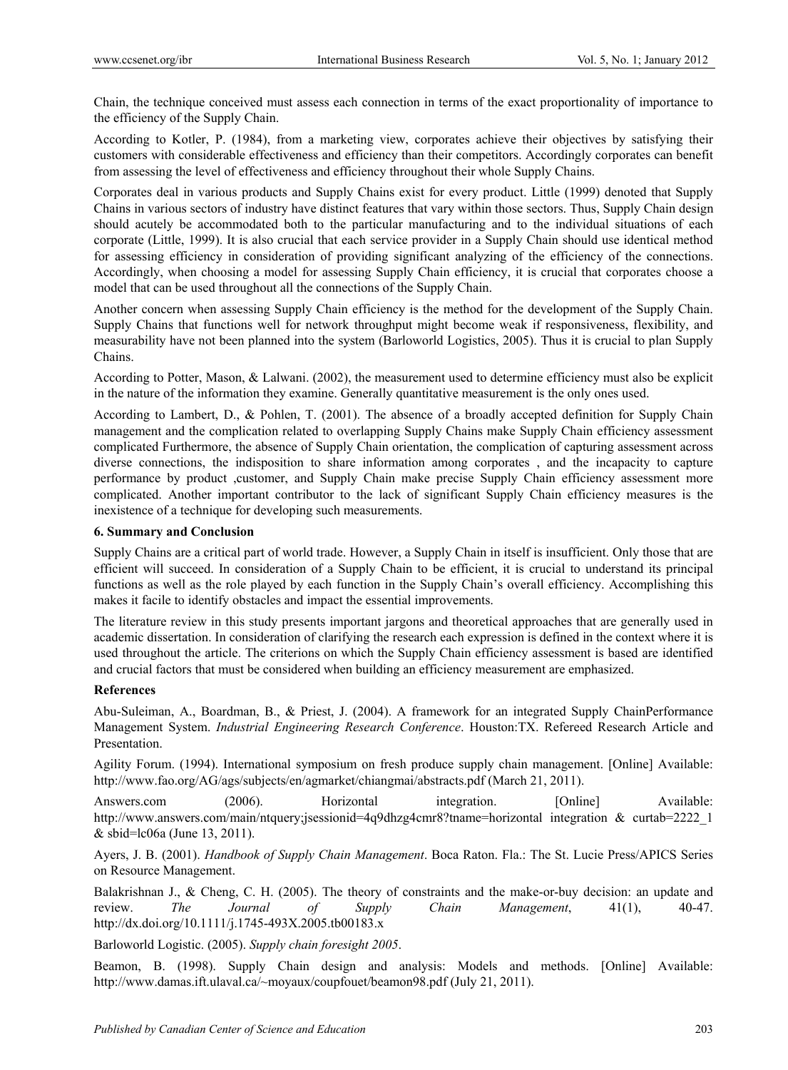Chain, the technique conceived must assess each connection in terms of the exact proportionality of importance to the efficiency of the Supply Chain.

According to Kotler, P. (1984), from a marketing view, corporates achieve their objectives by satisfying their customers with considerable effectiveness and efficiency than their competitors. Accordingly corporates can benefit from assessing the level of effectiveness and efficiency throughout their whole Supply Chains.

Corporates deal in various products and Supply Chains exist for every product. Little (1999) denoted that Supply Chains in various sectors of industry have distinct features that vary within those sectors. Thus, Supply Chain design should acutely be accommodated both to the particular manufacturing and to the individual situations of each corporate (Little, 1999). It is also crucial that each service provider in a Supply Chain should use identical method for assessing efficiency in consideration of providing significant analyzing of the efficiency of the connections. Accordingly, when choosing a model for assessing Supply Chain efficiency, it is crucial that corporates choose a model that can be used throughout all the connections of the Supply Chain.

Another concern when assessing Supply Chain efficiency is the method for the development of the Supply Chain. Supply Chains that functions well for network throughput might become weak if responsiveness, flexibility, and measurability have not been planned into the system (Barloworld Logistics, 2005). Thus it is crucial to plan Supply Chains.

According to Potter, Mason, & Lalwani. (2002), the measurement used to determine efficiency must also be explicit in the nature of the information they examine. Generally quantitative measurement is the only ones used.

According to Lambert, D., & Pohlen, T. (2001). The absence of a broadly accepted definition for Supply Chain management and the complication related to overlapping Supply Chains make Supply Chain efficiency assessment complicated Furthermore, the absence of Supply Chain orientation, the complication of capturing assessment across diverse connections, the indisposition to share information among corporates , and the incapacity to capture performance by product ,customer, and Supply Chain make precise Supply Chain efficiency assessment more complicated. Another important contributor to the lack of significant Supply Chain efficiency measures is the inexistence of a technique for developing such measurements.

## 6. Summary and Conclusion

Supply Chains are a critical part of world trade. However, a Supply Chain in itself is insufficient. Only those that are efficient will succeed. In consideration of a Supply Chain to be efficient, it is crucial to understand its principal functions as well as the role played by each function in the Supply Chain's overall efficiency. Accomplishing this makes it facile to identify obstacles and impact the essential improvements.

The literature review in this study presents important jargons and theoretical approaches that are generally used in academic dissertation. In consideration of clarifying the research each expression is defined in the context where it is used throughout the article. The criterions on which the Supply Chain efficiency assessment is based are identified and crucial factors that must be considered when building an efficiency measurement are emphasized.

## References

Abu-Suleiman, A., Boardman, B., & Priest, J. (2004). A framework for an integrated Supply ChainPerformance Management System. *Industrial Engineering Research Conference*. Houston:TX. Refereed Research Article and Presentation.

Agility Forum. (1994). International symposium on fresh produce supply chain management. [Online] Available: http://www.fao.org/AG/ags/subjects/en/agmarket/chiangmai/abstracts.pdf (March 21, 2011).

Answers.com (2006). Horizontal integration. [Online] Available: http://www.answers.com/main/ntquery;jsessionid=4q9dhzg4cmr8?tname=horizontal integration & curtab=2222_1 & sbid=lc06a (June 13, 2011).

Ayers, J. B. (2001). *Handbook of Supply Chain Management*. Boca Raton. Fla.: The St. Lucie Press/APICS Series on Resource Management.

Balakrishnan J., & Cheng, C. H. (2005). The theory of constraints and the make-or-buy decision: an update and review. *The Journal of Supply Chain Management*, 41(1), 40-47. http://dx.doi.org/10.1111/j.1745-493X.2005.tb00183.x

Barloworld Logistic. (2005). *Supply chain foresight 2005*.

Beamon, B. (1998). Supply Chain design and analysis: Models and methods. [Online] Available: http://www.damas.ift.ulaval.ca/~moyaux/coupfouet/beamon98.pdf (July 21, 2011).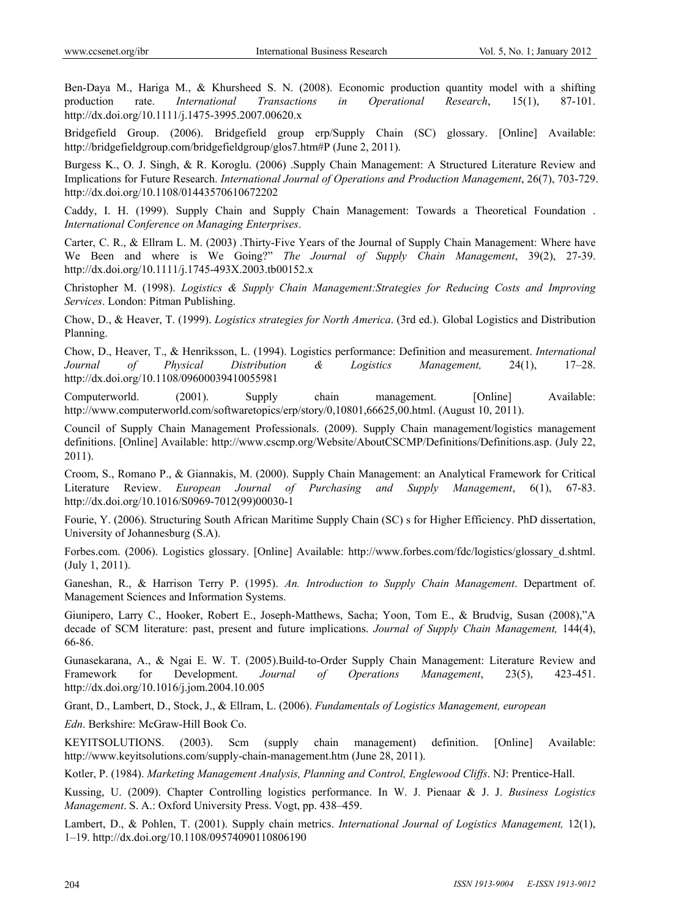Ben-Daya M., Hariga M., & Khursheed S. N. (2008). Economic production quantity model with a shifting production rate. *International Transactions in Operational Research*, 15(1), 87-101. http://dx.doi.org/10.1111/j.1475-3995.2007.00620.x

Bridgefield Group. (2006). Bridgefield group erp/Supply Chain (SC) glossary. [Online] Available: http://bridgefieldgroup.com/bridgefieldgroup/glos7.htm#P (June 2, 2011).

Burgess K., O. J. Singh, & R. Koroglu. (2006) .Supply Chain Management: A Structured Literature Review and Implications for Future Research. *International Journal of Operations and Production Management*, 26(7), 703-729. http://dx.doi.org/10.1108/01443570610672202

Caddy, I. H. (1999). Supply Chain and Supply Chain Management: Towards a Theoretical Foundation . *International Conference on Managing Enterprises*.

Carter, C. R., & Ellram L. M. (2003) .Thirty-Five Years of the Journal of Supply Chain Management: Where have We Been and where is We Going?" *The Journal of Supply Chain Management*, 39(2), 27-39. http://dx.doi.org/10.1111/j.1745-493X.2003.tb00152.x

Christopher M. (1998). *Logistics & Supply Chain Management:Strategies for Reducing Costs and Improving Services*. London: Pitman Publishing.

Chow, D., & Heaver, T. (1999). *Logistics strategies for North America*. (3rd ed.). Global Logistics and Distribution Planning.

Chow, D., Heaver, T., & Henriksson, L. (1994). Logistics performance: Definition and measurement. *International Journal of Physical Distribution & Logistics Management,* 24(1), 17–28. http://dx.doi.org/10.1108/09600039410055981

Computerworld. (2001). Supply chain management. [Online] Available: http://www.computerworld.com/softwaretopics/erp/story/0,10801,66625,00.html. (August 10, 2011).

Council of Supply Chain Management Professionals. (2009). Supply Chain management/logistics management definitions. [Online] Available: http://www.cscmp.org/Website/AboutCSCMP/Definitions/Definitions.asp. (July 22, 2011).

Croom, S., Romano P., & Giannakis, M. (2000). Supply Chain Management: an Analytical Framework for Critical Literature Review. *European Journal of Purchasing and Supply Management*, 6(1), 67-83. http://dx.doi.org/10.1016/S0969-7012(99)00030-1

Fourie, Y. (2006). Structuring South African Maritime Supply Chain (SC) s for Higher Efficiency. PhD dissertation, University of Johannesburg (S.A).

Forbes.com. (2006). Logistics glossary. [Online] Available: http://www.forbes.com/fdc/logistics/glossary_d.shtml. (July 1, 2011).

Ganeshan, R., & Harrison Terry P. (1995). *An. Introduction to Supply Chain Management*. Department of. Management Sciences and Information Systems.

Giunipero, Larry C., Hooker, Robert E., Joseph-Matthews, Sacha; Yoon, Tom E., & Brudvig, Susan (2008),"A decade of SCM literature: past, present and future implications. *Journal of Supply Chain Management,* 144(4), 66-86.

Gunasekarana, A., & Ngai E. W. T. (2005).Build-to-Order Supply Chain Management: Literature Review and Framework for Development. *Journal of Operations Management*, 23(5), 423-451. http://dx.doi.org/10.1016/j.jom.2004.10.005

Grant, D., Lambert, D., Stock, J., & Ellram, L. (2006). *Fundamentals of Logistics Management, european Edn*. Berkshire: McGraw-Hill Book Co.

KEYITSOLUTIONS. (2003). Scm (supply chain management) definition. [Online] Available: http://www.keyitsolutions.com/supply-chain-management.htm (June 28, 2011).

Kotler, P. (1984). *Marketing Management Analysis, Planning and Control, Englewood Cliffs*. NJ: Prentice-Hall.

Kussing, U. (2009). Chapter Controlling logistics performance. In W. J. Pienaar & J. J. *Business Logistics Management*. S. A.: Oxford University Press. Vogt, pp. 438–459.

Lambert, D., & Pohlen, T. (2001). Supply chain metrics. *International Journal of Logistics Management,* 12(1), 1–19. http://dx.doi.org/10.1108/09574090110806190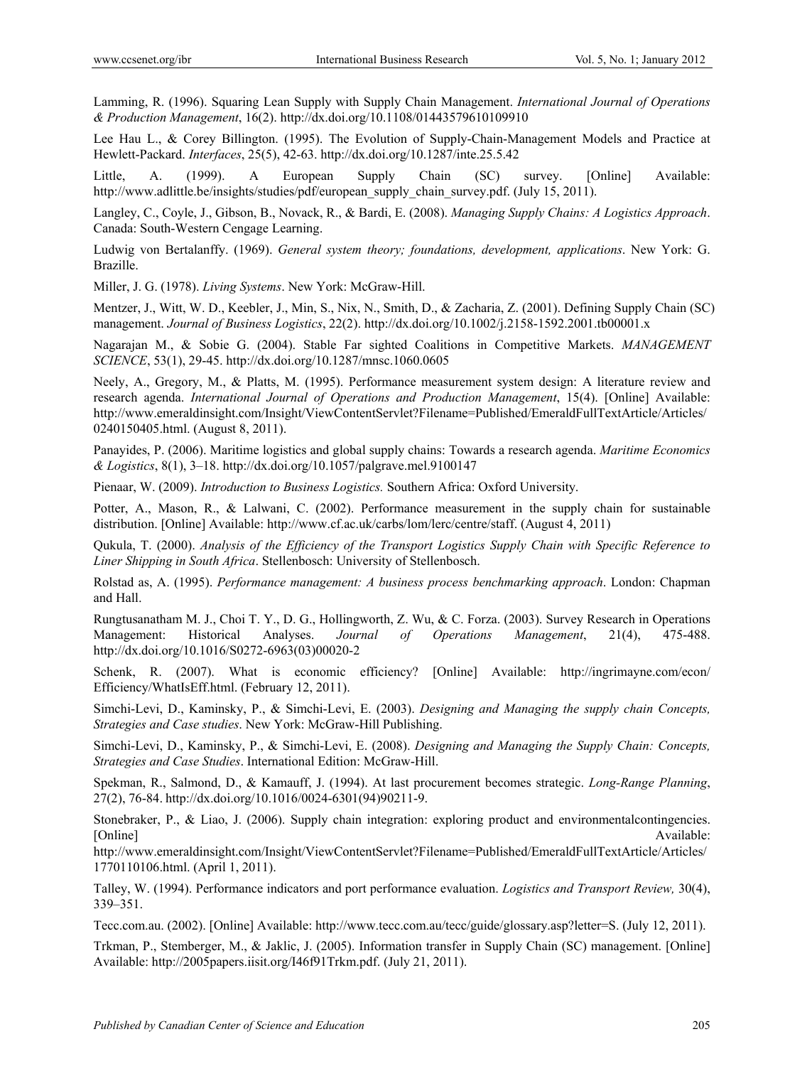Lamming, R. (1996). Squaring Lean Supply with Supply Chain Management. *International Journal of Operations & Production Management*, 16(2). http://dx.doi.org/10.1108/01443579610109910

Lee Hau L., & Corey Billington. (1995). The Evolution of Supply-Chain-Management Models and Practice at Hewlett-Packard. *Interfaces*, 25(5), 42-63. http://dx.doi.org/10.1287/inte.25.5.42

Little, A. (1999). A European Supply Chain (SC) survey. [Online] Available: http://www.adlittle.be/insights/studies/pdf/european_supply_chain_survey.pdf. (July 15, 2011).

Langley, C., Coyle, J., Gibson, B., Novack, R., & Bardi, E. (2008). *Managing Supply Chains: A Logistics Approach*. Canada: South-Western Cengage Learning.

Ludwig von Bertalanffy. (1969). *General system theory; foundations, development, applications*. New York: G. Brazille.

Miller, J. G. (1978). *Living Systems*. New York: McGraw-Hill.

Mentzer, J., Witt, W. D., Keebler, J., Min, S., Nix, N., Smith, D., & Zacharia, Z. (2001). Defining Supply Chain (SC) management. *Journal of Business Logistics*, 22(2). http://dx.doi.org/10.1002/j.2158-1592.2001.tb00001.x

Nagarajan M., & Sobie G. (2004). Stable Far sighted Coalitions in Competitive Markets. *MANAGEMENT SCIENCE*, 53(1), 29-45. http://dx.doi.org/10.1287/mnsc.1060.0605

Neely, A., Gregory, M., & Platts, M. (1995). Performance measurement system design: A literature review and research agenda. *International Journal of Operations and Production Management*, 15(4). [Online] Available: http://www.emeraldinsight.com/Insight/ViewContentServlet?Filename=Published/EmeraldFullTextArticle/Articles/0240150405.html. (August 8, 2011).

Panayides, P. (2006). Maritime logistics and global supply chains: Towards a research agenda. *Maritime Economics & Logistics*, 8(1), 3–18. http://dx.doi.org/10.1057/palgrave.mel.9100147

Pienaar, W. (2009). *Introduction to Business Logistics.* Southern Africa: Oxford University.

Potter, A., Mason, R., & Lalwani, C. (2002). Performance measurement in the supply chain for sustainable distribution. [Online] Available: http://www.cf.ac.uk/carbs/lom/lerc/centre/staff. (August 4, 2011)

Qukula, T. (2000). *Analysis of the Efficiency of the Transport Logistics Supply Chain with Specific Reference to Liner Shipping in South Africa*. Stellenbosch: University of Stellenbosch.

Rolstad as, A. (1995). *Performance management: A business process benchmarking approach*. London: Chapman and Hall.

Rungtusanatham M. J., Choi T. Y., D. G., Hollingworth, Z. Wu, & C. Forza. (2003). Survey Research in Operations Management: Historical Analyses. *Journal of Operations Management*, 21(4), 475-488. http://dx.doi.org/10.1016/S0272-6963(03)00020-2

Schenk, R. (2007). What is economic efficiency? [Online] Available: http://ingrimayne.com/econ/Efficiency/WhatIsEff.html. (February 12, 2011).

Simchi-Levi, D., Kaminsky, P., & Simchi-Levi, E. (2003). *Designing and Managing the supply chain Concepts, Strategies and Case studies*. New York: McGraw-Hill Publishing.

Simchi-Levi, D., Kaminsky, P., & Simchi-Levi, E. (2008). *Designing and Managing the Supply Chain: Concepts, Strategies and Case Studies*. International Edition: McGraw-Hill.

Spekman, R., Salmond, D., & Kamauff, J. (1994). At last procurement becomes strategic. *Long-Range Planning*, 27(2), 76-84. http://dx.doi.org/10.1016/0024-6301(94)90211-9.

Stonebraker, P., & Liao, J. (2006). Supply chain integration: exploring product and environmentalcontingencies. [Online] Available: http://www.emeraldinsight.com/Insight/ViewContentServlet?Filename=Published/EmeraldFullTextArticle/Articles/1770110106.html. (April 1, 2011).

Talley, W. (1994). Performance indicators and port performance evaluation. *Logistics and Transport Review,* 30(4), 339–351.

Tecc.com.au. (2002). [Online] Available: http://www.tecc.com.au/tecc/guide/glossary.asp?letter=S. (July 12, 2011).

Trkman, P., Stemberger, M., & Jaklic, J. (2005). Information transfer in Supply Chain (SC) management. [Online] Available: http://2005papers.iisit.org/I46f91Trkm.pdf. (July 21, 2011).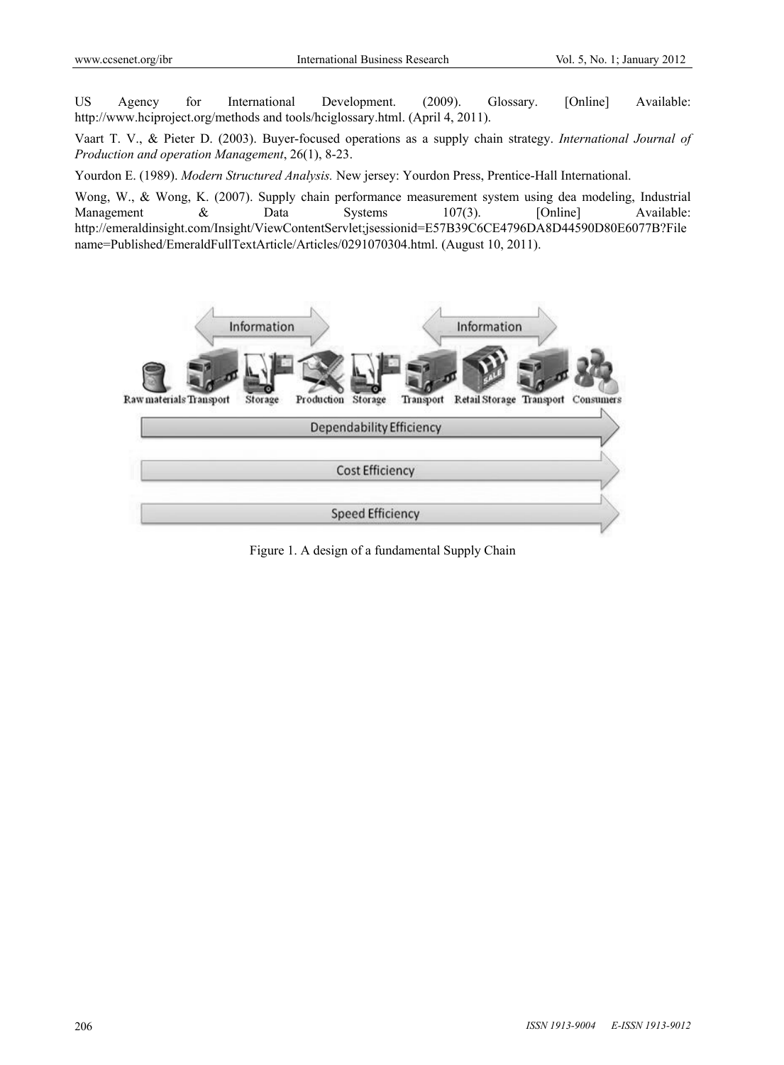US Agency for International Development. (2009). Glossary. [Online] Available: http://www.hciproject.org/methods and tools/hciglossary.html. (April 4, 2011).

Vaart T. V., & Pieter D. (2003). Buyer-focused operations as a supply chain strategy. *International Journal of Production and operation Management*, 26(1), 8-23.

Yourdon E. (1989). *Modern Structured Analysis.* New jersey: Yourdon Press, Prentice-Hall International.

Wong, W., & Wong, K. (2007). Supply chain performance measurement system using dea modeling, Industrial Management & Data Systems 107(3). [Online] Available: http://emeraldinsight.com/Insight/ViewContentServlet;jsessionid=E57B39C6CE4796DA8D44590D80E6077B?Filename=Published/EmeraldFullTextArticle/Articles/0291070304.html. (August 10, 2011).

Figure 1. A design of a fundamental Supply Chain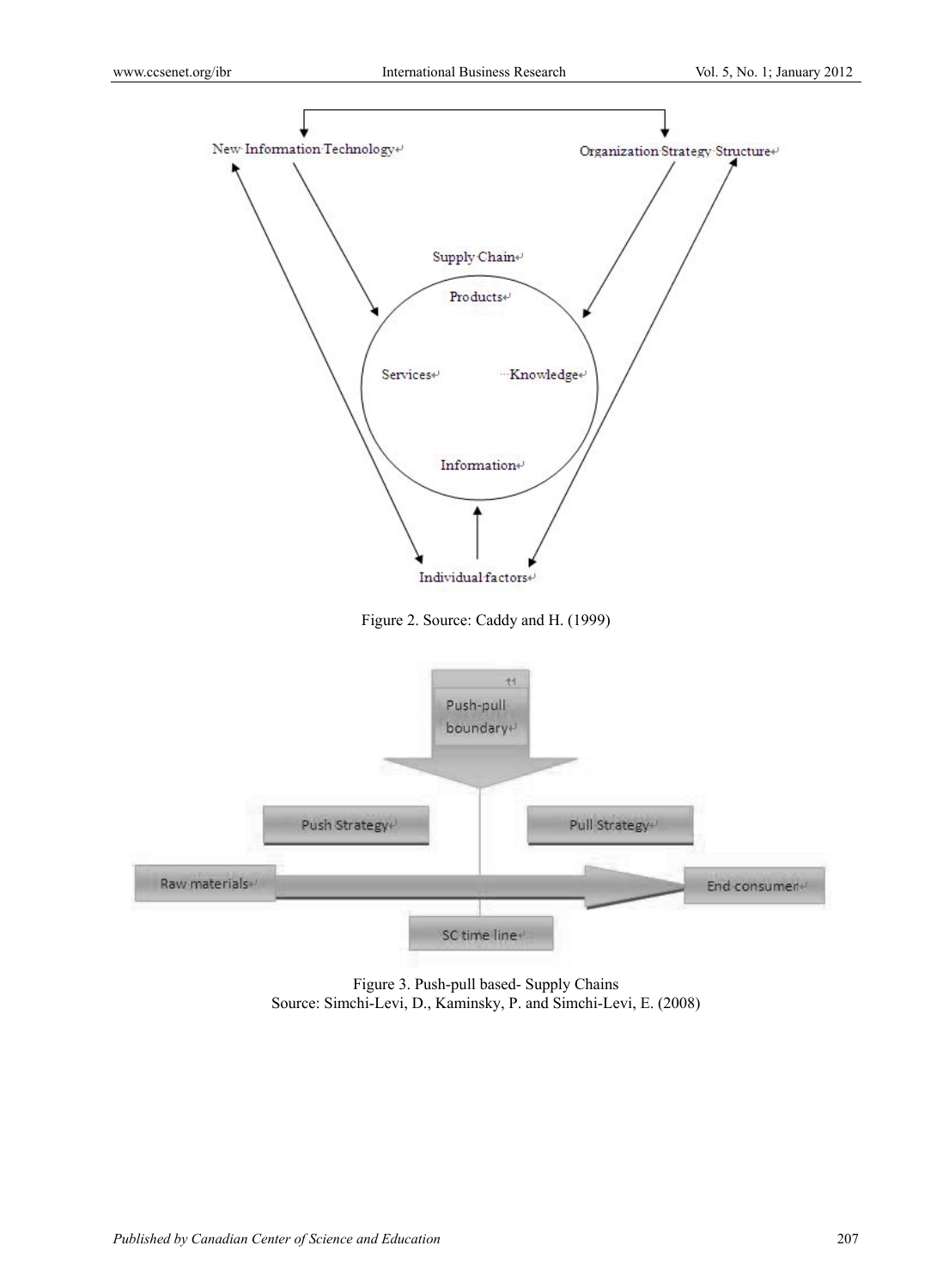New Information Technology

Organization Strategy Structure

Supply Chain

Products

Services

Knowledge

Information

Individual factors

Figure 2. Source: Caddy and H. (1999)

Push-pull boundary

Push Strategy

Pull Strategy

Raw materials

End consumer

SC time line

Figure 3. Push-pull based- Supply Chains
Source: Simchi-Levi, D., Kaminsky, P. and Simchi-Levi, E. (2008)